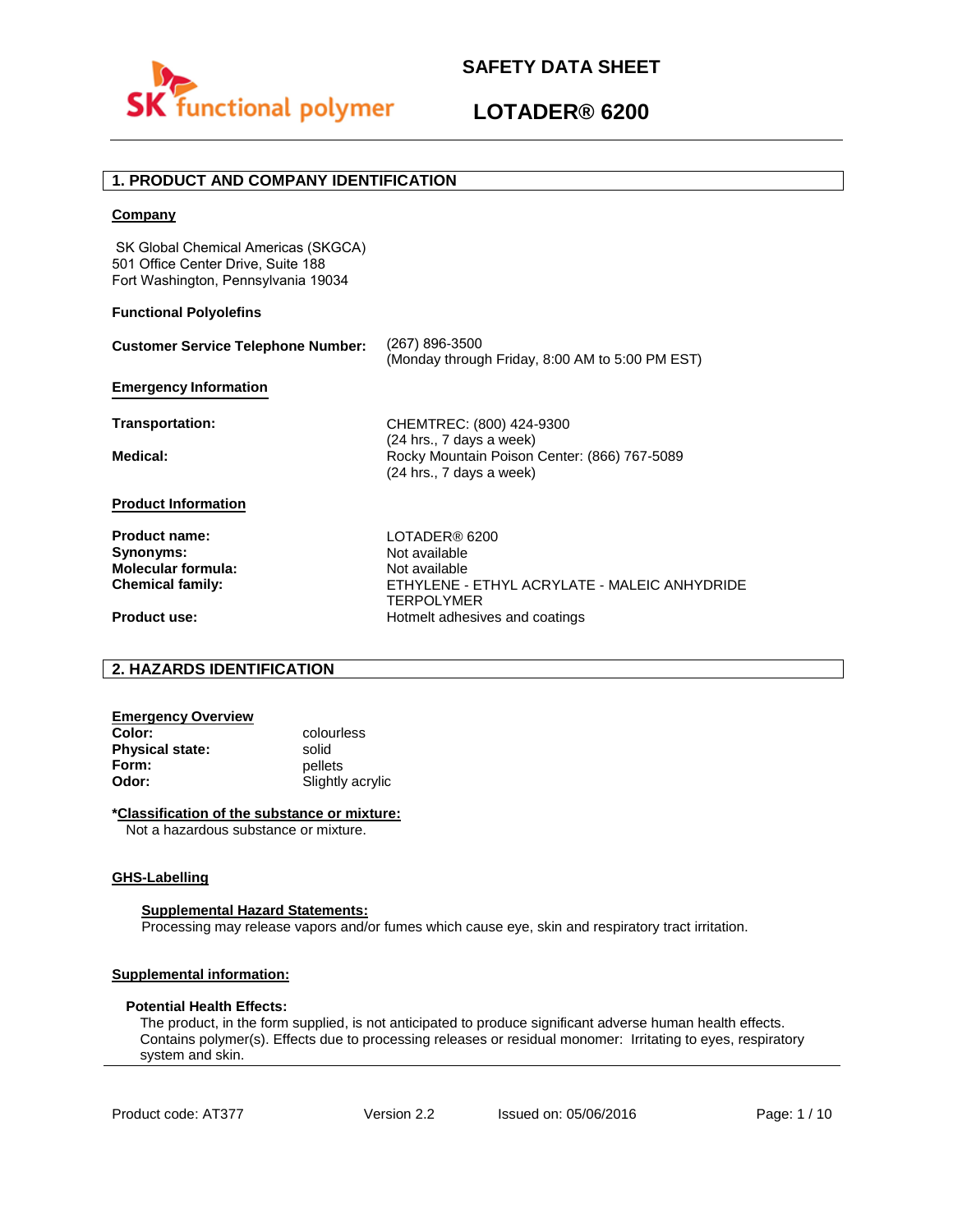# SAFETY DATA SHEET

# LOTADER® 6200

## 1. PRODUCT AND COMPANY IDENTIFICATION

**Company**

SK Global Chemical Americas (SKGCA)
501 Office Center Drive, Suite 188
Fort Washington, Pennsylvania 19034

**Functional Polyolefins**

| | |
|---|---|
| **Customer Service Telephone Number:** | (267) 896-3500<br>(Monday through Friday, 8:00 AM to 5:00 PM EST) |

**Emergency Information**

| | |
|---|---|
| **Transportation:** | CHEMTREC: (800) 424-9300<br>(24 hrs., 7 days a week) |
| **Medical:** | Rocky Mountain Poison Center: (866) 767-5089<br>(24 hrs., 7 days a week) |

**Product Information**

| | |
|---|---|
| **Product name:** | LOTADER® 6200 |
| **Synonyms:** | Not available |
| **Molecular formula:** | Not available |
| **Chemical family:** | ETHYLENE - ETHYL ACRYLATE - MALEIC ANHYDRIDE TERPOLYMER |
| **Product use:** | Hotmelt adhesives and coatings |

## 2. HAZARDS IDENTIFICATION

**Emergency Overview**

| | |
|---|---|
| **Color:** | colourless |
| **Physical state:** | solid |
| **Form:** | pellets |
| **Odor:** | Slightly acrylic |

***Classification of the substance or mixture:**

Not a hazardous substance or mixture.

**GHS-Labelling**

**Supplemental Hazard Statements:**

Processing may release vapors and/or fumes which cause eye, skin and respiratory tract irritation.

**Supplemental information:**

**Potential Health Effects:**

The product, in the form supplied, is not anticipated to produce significant adverse human health effects. Contains polymer(s). Effects due to processing releases or residual monomer: Irritating to eyes, respiratory system and skin.

Product code: AT377 Version 2.2 Issued on: 05/06/2016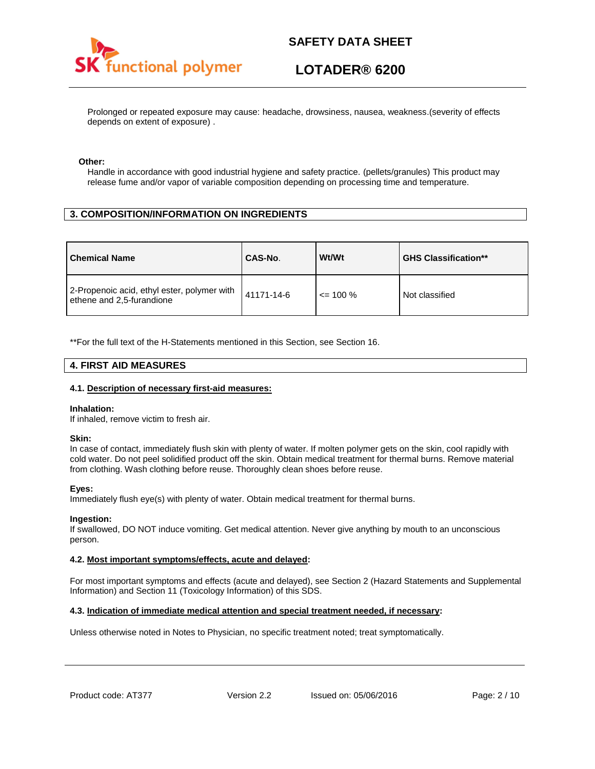Prolonged or repeated exposure may cause: headache, drowsiness, nausea, weakness.(severity of effects depends on extent of exposure) .

**Other:**

Handle in accordance with good industrial hygiene and safety practice. (pellets/granules) This product may release fume and/or vapor of variable composition depending on processing time and temperature.

## 3. COMPOSITION/INFORMATION ON INGREDIENTS

| Chemical Name | CAS-No. | Wt/Wt | GHS Classification** |
|---|---|---|---|
| 2-Propenoic acid, ethyl ester, polymer with ethene and 2,5-furandione | 41171-14-6 | <= 100 % | Not classified |

**For the full text of the H-Statements mentioned in this Section, see Section 16.

## 4. FIRST AID MEASURES

### 4.1. Description of necessary first-aid measures:

**Inhalation:**
If inhaled, remove victim to fresh air.

**Skin:**
In case of contact, immediately flush skin with plenty of water. If molten polymer gets on the skin, cool rapidly with cold water. Do not peel solidified product off the skin. Obtain medical treatment for thermal burns. Remove material from clothing. Wash clothing before reuse. Thoroughly clean shoes before reuse.

**Eyes:**
Immediately flush eye(s) with plenty of water. Obtain medical treatment for thermal burns.

**Ingestion:**
If swallowed, DO NOT induce vomiting. Get medical attention. Never give anything by mouth to an unconscious person.

### 4.2. Most important symptoms/effects, acute and delayed:

For most important symptoms and effects (acute and delayed), see Section 2 (Hazard Statements and Supplemental Information) and Section 11 (Toxicology Information) of this SDS.

### 4.3. Indication of immediate medical attention and special treatment needed, if necessary:

Unless otherwise noted in Notes to Physician, no specific treatment noted; treat symptomatically.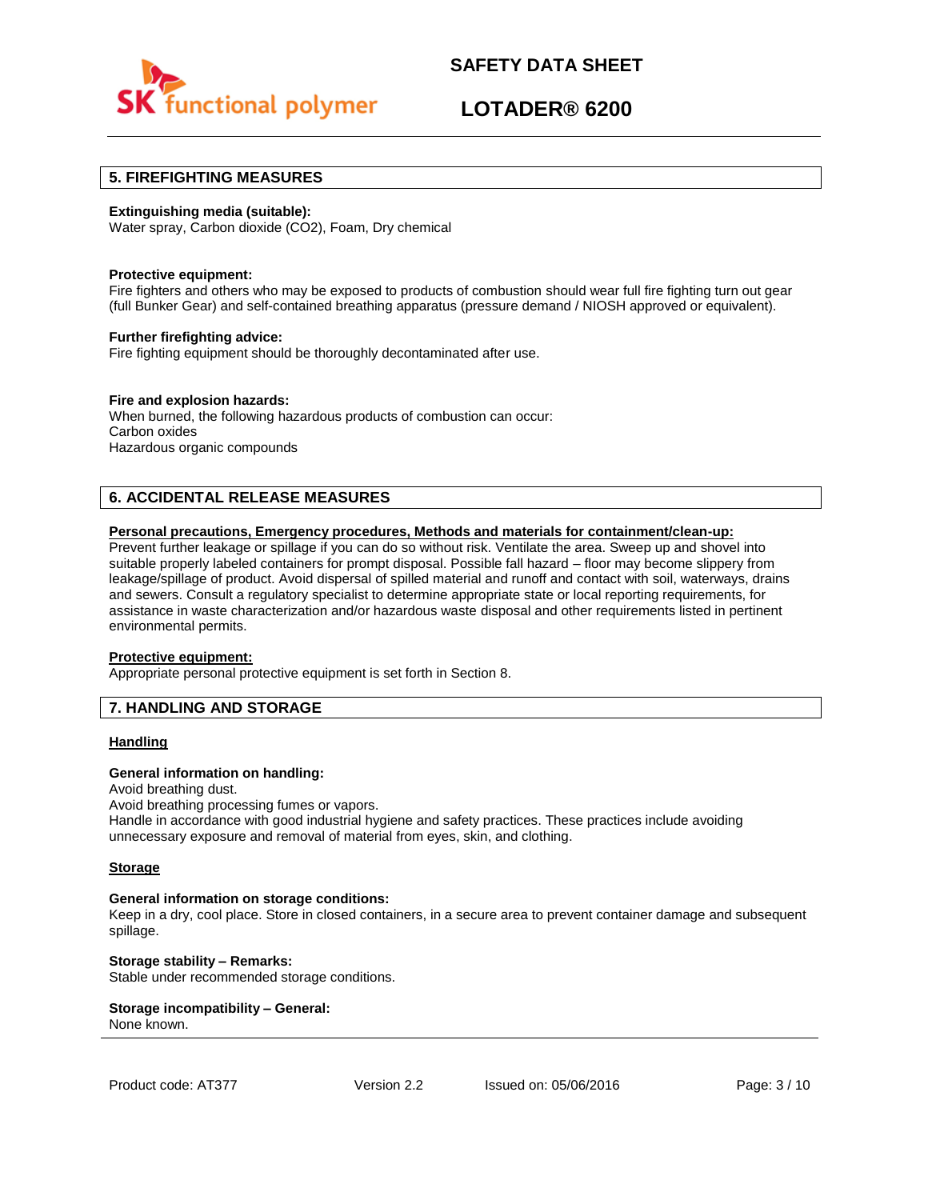## 5. FIREFIGHTING MEASURES

**Extinguishing media (suitable):**
Water spray, Carbon dioxide ($CO_2$), Foam, Dry chemical

**Protective equipment:**
Fire fighters and others who may be exposed to products of combustion should wear full fire fighting turn out gear (full Bunker Gear) and self-contained breathing apparatus (pressure demand / NIOSH approved or equivalent).

**Further firefighting advice:**
Fire fighting equipment should be thoroughly decontaminated after use.

**Fire and explosion hazards:**
When burned, the following hazardous products of combustion can occur:
Carbon oxides
Hazardous organic compounds

## 6. ACCIDENTAL RELEASE MEASURES

**Personal precautions, Emergency procedures, Methods and materials for containment/clean-up:**
Prevent further leakage or spillage if you can do so without risk. Ventilate the area. Sweep up and shovel into suitable properly labeled containers for prompt disposal. Possible fall hazard – floor may become slippery from leakage/spillage of product. Avoid dispersal of spilled material and runoff and contact with soil, waterways, drains and sewers. Consult a regulatory specialist to determine appropriate state or local reporting requirements, for assistance in waste characterization and/or hazardous waste disposal and other requirements listed in pertinent environmental permits.

**Protective equipment:**
Appropriate personal protective equipment is set forth in Section 8.

## 7. HANDLING AND STORAGE

### Handling

**General information on handling:**
Avoid breathing dust.
Avoid breathing processing fumes or vapors.
Handle in accordance with good industrial hygiene and safety practices. These practices include avoiding unnecessary exposure and removal of material from eyes, skin, and clothing.

### Storage

**General information on storage conditions:**
Keep in a dry, cool place. Store in closed containers, in a secure area to prevent container damage and subsequent spillage.

**Storage stability – Remarks:**
Stable under recommended storage conditions.

**Storage incompatibility – General:**
None known.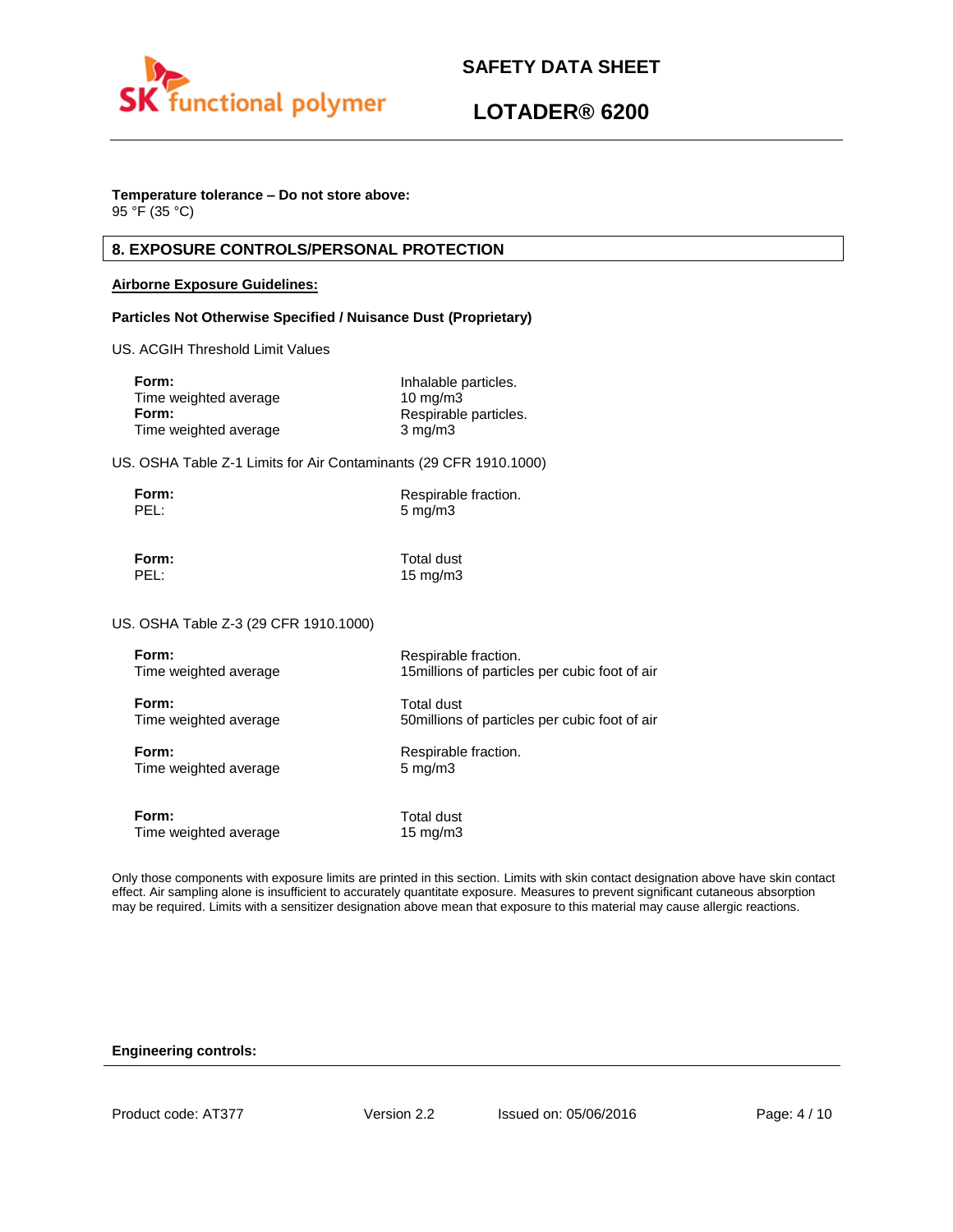**Temperature tolerance – Do not store above:**
95 °F (35 °C)

## 8. EXPOSURE CONTROLS/PERSONAL PROTECTION

**Airborne Exposure Guidelines:**

**Particles Not Otherwise Specified / Nuisance Dust (Proprietary)**

US. ACGIH Threshold Limit Values

| | |
|---|---|
| **Form:** | Inhalable particles. |
| Time weighted average | 10 mg/m3 |
| **Form:** | Respirable particles. |
| Time weighted average | 3 mg/m3 |

US. OSHA Table Z-1 Limits for Air Contaminants (29 CFR 1910.1000)

| | |
|---|---|
| **Form:** | Respirable fraction. |
| PEL: | 5 mg/m3 |
| **Form:** | Total dust |
| PEL: | 15 mg/m3 |

US. OSHA Table Z-3 (29 CFR 1910.1000)

| | |
|---|---|
| **Form:** | Respirable fraction. |
| Time weighted average | 15millions of particles per cubic foot of air |
| **Form:** | Total dust |
| Time weighted average | 50millions of particles per cubic foot of air |
| **Form:** | Respirable fraction. |
| Time weighted average | 5 mg/m3 |
| **Form:** | Total dust |
| Time weighted average | 15 mg/m3 |

Only those components with exposure limits are printed in this section. Limits with skin contact designation above have skin contact effect. Air sampling alone is insufficient to accurately quantitate exposure. Measures to prevent significant cutaneous absorption may be required. Limits with a sensitizer designation above mean that exposure to this material may cause allergic reactions.

**Engineering controls:**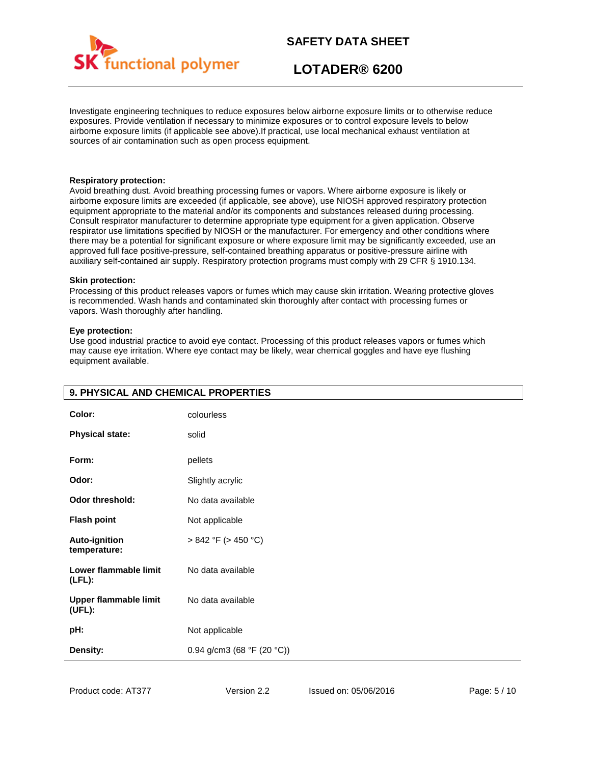Investigate engineering techniques to reduce exposures below airborne exposure limits or to otherwise reduce exposures. Provide ventilation if necessary to minimize exposures or to control exposure levels to below airborne exposure limits (if applicable see above).If practical, use local mechanical exhaust ventilation at sources of air contamination such as open process equipment.

**Respiratory protection:**
Avoid breathing dust. Avoid breathing processing fumes or vapors. Where airborne exposure is likely or airborne exposure limits are exceeded (if applicable, see above), use NIOSH approved respiratory protection equipment appropriate to the material and/or its components and substances released during processing. Consult respirator manufacturer to determine appropriate type equipment for a given application. Observe respirator use limitations specified by NIOSH or the manufacturer. For emergency and other conditions where there may be a potential for significant exposure or where exposure limit may be significantly exceeded, use an approved full face positive-pressure, self-contained breathing apparatus or positive-pressure airline with auxiliary self-contained air supply. Respiratory protection programs must comply with 29 CFR § 1910.134.

**Skin protection:**
Processing of this product releases vapors or fumes which may cause skin irritation. Wearing protective gloves is recommended. Wash hands and contaminated skin thoroughly after contact with processing fumes or vapors. Wash thoroughly after handling.

**Eye protection:**
Use good industrial practice to avoid eye contact. Processing of this product releases vapors or fumes which may cause eye irritation. Where eye contact may be likely, wear chemical goggles and have eye flushing equipment available.

## 9. PHYSICAL AND CHEMICAL PROPERTIES

| | |
|---|---|
| **Color:** | colourless |
| **Physical state:** | solid |
| **Form:** | pellets |
| **Odor:** | Slightly acrylic |
| **Odor threshold:** | No data available |
| **Flash point** | Not applicable |
| **Auto-ignition temperature:** | > 842 °F (> 450 °C) |
| **Lower flammable limit (LFL):** | No data available |
| **Upper flammable limit (UFL):** | No data available |
| **pH:** | Not applicable |
| **Density:** | 0.94 g/cm3 (68 °F (20 °C)) |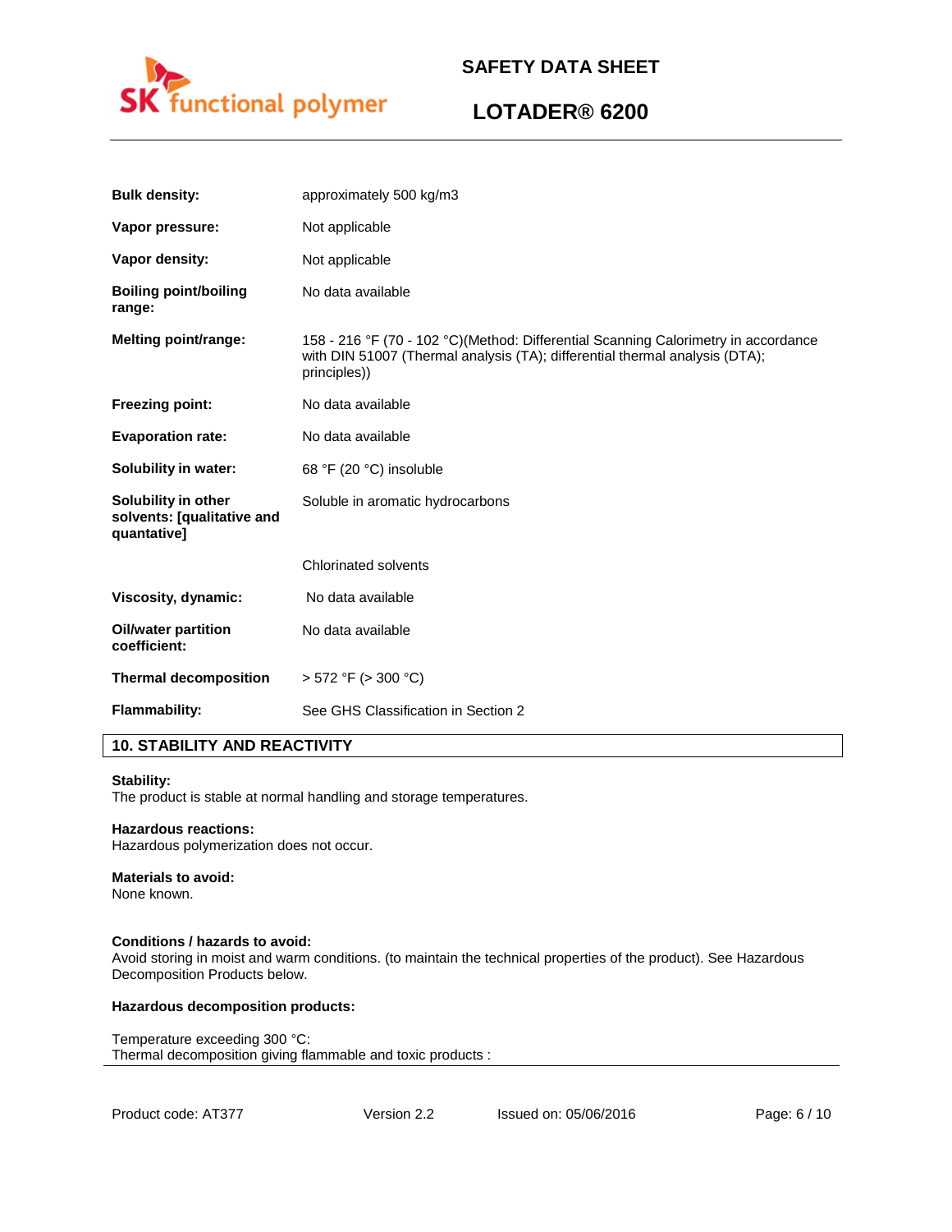| | |
|---|---|
| **Bulk density:** | approximately 500 kg/m3 |
| **Vapor pressure:** | Not applicable |
| **Vapor density:** | Not applicable |
| **Boiling point/boiling range:** | No data available |
| **Melting point/range:** | 158 - 216 °F (70 - 102 °C)(Method: Differential Scanning Calorimetry in accordance with DIN 51007 (Thermal analysis (TA); differential thermal analysis (DTA); principles)) |
| **Freezing point:** | No data available |
| **Evaporation rate:** | No data available |
| **Solubility in water:** | 68 °F (20 °C) insoluble |
| **Solubility in other solvents: [qualitative and quantative]** | Soluble in aromatic hydrocarbons |
| | Chlorinated solvents |
| **Viscosity, dynamic:** | No data available |
| **Oil/water partition coefficient:** | No data available |
| **Thermal decomposition** | > 572 °F (> 300 °C) |
| **Flammability:** | See GHS Classification in Section 2 |

## 10. STABILITY AND REACTIVITY

**Stability:**
The product is stable at normal handling and storage temperatures.

**Hazardous reactions:**
Hazardous polymerization does not occur.

**Materials to avoid:**
None known.

**Conditions / hazards to avoid:**
Avoid storing in moist and warm conditions. (to maintain the technical properties of the product). See Hazardous Decomposition Products below.

**Hazardous decomposition products:**

Temperature exceeding 300 °C:
Thermal decomposition giving flammable and toxic products :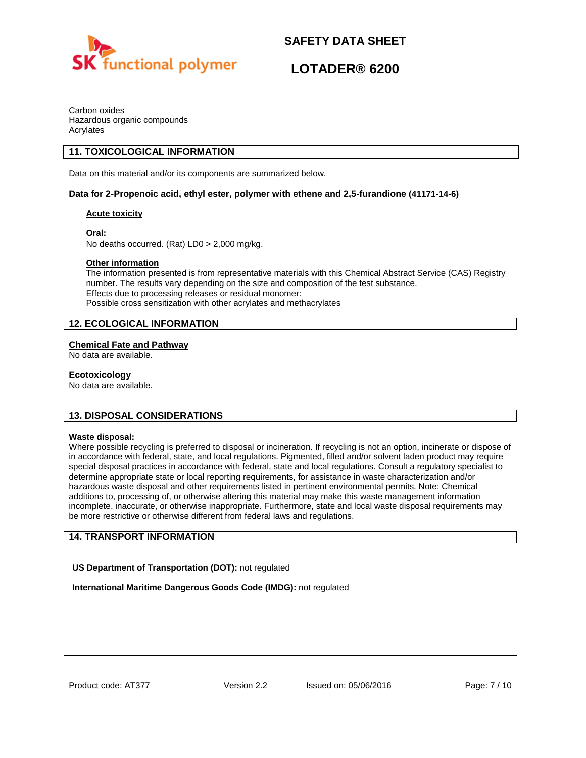Carbon oxides
Hazardous organic compounds
Acrylates

## 11. TOXICOLOGICAL INFORMATION

Data on this material and/or its components are summarized below.

**Data for 2-Propenoic acid, ethyl ester, polymer with ethene and 2,5-furandione (41171-14-6)**

### Acute toxicity

**Oral:**
No deaths occurred. (Rat) LD0 > 2,000 mg/kg.

### Other information

The information presented is from representative materials with this Chemical Abstract Service (CAS) Registry number. The results vary depending on the size and composition of the test substance.
Effects due to processing releases or residual monomer:
Possible cross sensitization with other acrylates and methacrylates

## 12. ECOLOGICAL INFORMATION

### Chemical Fate and Pathway

No data are available.

### Ecotoxicology

No data are available.

## 13. DISPOSAL CONSIDERATIONS

**Waste disposal:**
Where possible recycling is preferred to disposal or incineration. If recycling is not an option, incinerate or dispose of in accordance with federal, state, and local regulations. Pigmented, filled and/or solvent laden product may require special disposal practices in accordance with federal, state and local regulations. Consult a regulatory specialist to determine appropriate state or local reporting requirements, for assistance in waste characterization and/or hazardous waste disposal and other requirements listed in pertinent environmental permits. Note: Chemical additions to, processing of, or otherwise altering this material may make this waste management information incomplete, inaccurate, or otherwise inappropriate. Furthermore, state and local waste disposal requirements may be more restrictive or otherwise different from federal laws and regulations.

## 14. TRANSPORT INFORMATION

**US Department of Transportation (DOT):** not regulated

**International Maritime Dangerous Goods Code (IMDG):** not regulated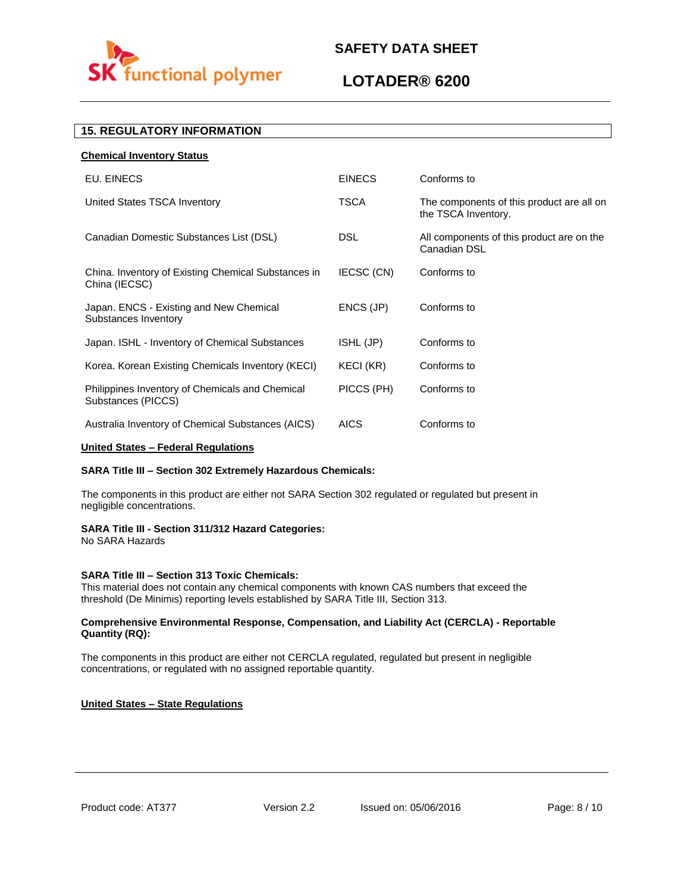## 15. REGULATORY INFORMATION

**Chemical Inventory Status**

| | | |
|---|---|---|
| EU. EINECS | EINECS | Conforms to |
| United States TSCA Inventory | TSCA | The components of this product are all on the TSCA Inventory. |
| Canadian Domestic Substances List (DSL) | DSL | All components of this product are on the Canadian DSL |
| China. Inventory of Existing Chemical Substances in China (IECSC) | IECSC (CN) | Conforms to |
| Japan. ENCS - Existing and New Chemical Substances Inventory | ENCS (JP) | Conforms to |
| Japan. ISHL - Inventory of Chemical Substances | ISHL (JP) | Conforms to |
| Korea. Korean Existing Chemicals Inventory (KECI) | KECI (KR) | Conforms to |
| Philippines Inventory of Chemicals and Chemical Substances (PICCS) | PICCS (PH) | Conforms to |
| Australia Inventory of Chemical Substances (AICS) | AICS | Conforms to |

**United States – Federal Regulations**

**SARA Title III – Section 302 Extremely Hazardous Chemicals:**

The components in this product are either not SARA Section 302 regulated or regulated but present in negligible concentrations.

**SARA Title III - Section 311/312 Hazard Categories:**
No SARA Hazards

**SARA Title III – Section 313 Toxic Chemicals:**
This material does not contain any chemical components with known CAS numbers that exceed the threshold (De Minimis) reporting levels established by SARA Title III, Section 313.

**Comprehensive Environmental Response, Compensation, and Liability Act (CERCLA) - Reportable Quantity (RQ):**

The components in this product are either not CERCLA regulated, regulated but present in negligible concentrations, or regulated with no assigned reportable quantity.

**United States – State Regulations**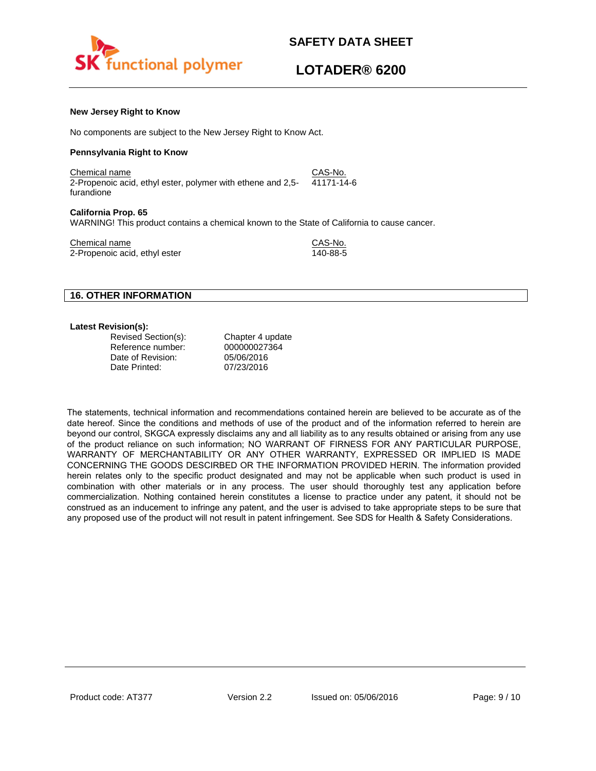**New Jersey Right to Know**

No components are subject to the New Jersey Right to Know Act.

**Pennsylvania Right to Know**

| Chemical name | CAS-No. |
|---|---|
| 2-Propenoic acid, ethyl ester, polymer with ethene and 2,5-furandione | 41171-14-6 |

**California Prop. 65**

WARNING! This product contains a chemical known to the State of California to cause cancer.

| Chemical name | CAS-No. |
|---|---|
| 2-Propenoic acid, ethyl ester | 140-88-5 |

## 16. OTHER INFORMATION

**Latest Revision(s):**

| | |
|---|---|
| Revised Section(s): | Chapter 4 update |
| Reference number: | 000000027364 |
| Date of Revision: | 05/06/2016 |
| Date Printed: | 07/23/2016 |

The statements, technical information and recommendations contained herein are believed to be accurate as of the date hereof. Since the conditions and methods of use of the product and of the information referred to herein are beyond our control, SKGCA expressly disclaims any and all liability as to any results obtained or arising from any use of the product reliance on such information; NO WARRANT OF FIRNESS FOR ANY PARTICULAR PURPOSE, WARRANTY OF MERCHANTABILITY OR ANY OTHER WARRANTY, EXPRESSED OR IMPLIED IS MADE CONCERNING THE GOODS DESCRIBED OR THE INFORMATION PROVIDED HERIN. The information provided herein relates only to the specific product designated and may not be applicable when such product is used in combination with other materials or in any process. The user should thoroughly test any application before commercialization. Nothing contained herein constitutes a license to practice under any patent, it should not be construed as an inducement to infringe any patent, and the user is advised to take appropriate steps to be sure that any proposed use of the product will not result in patent infringement. See SDS for Health & Safety Considerations.